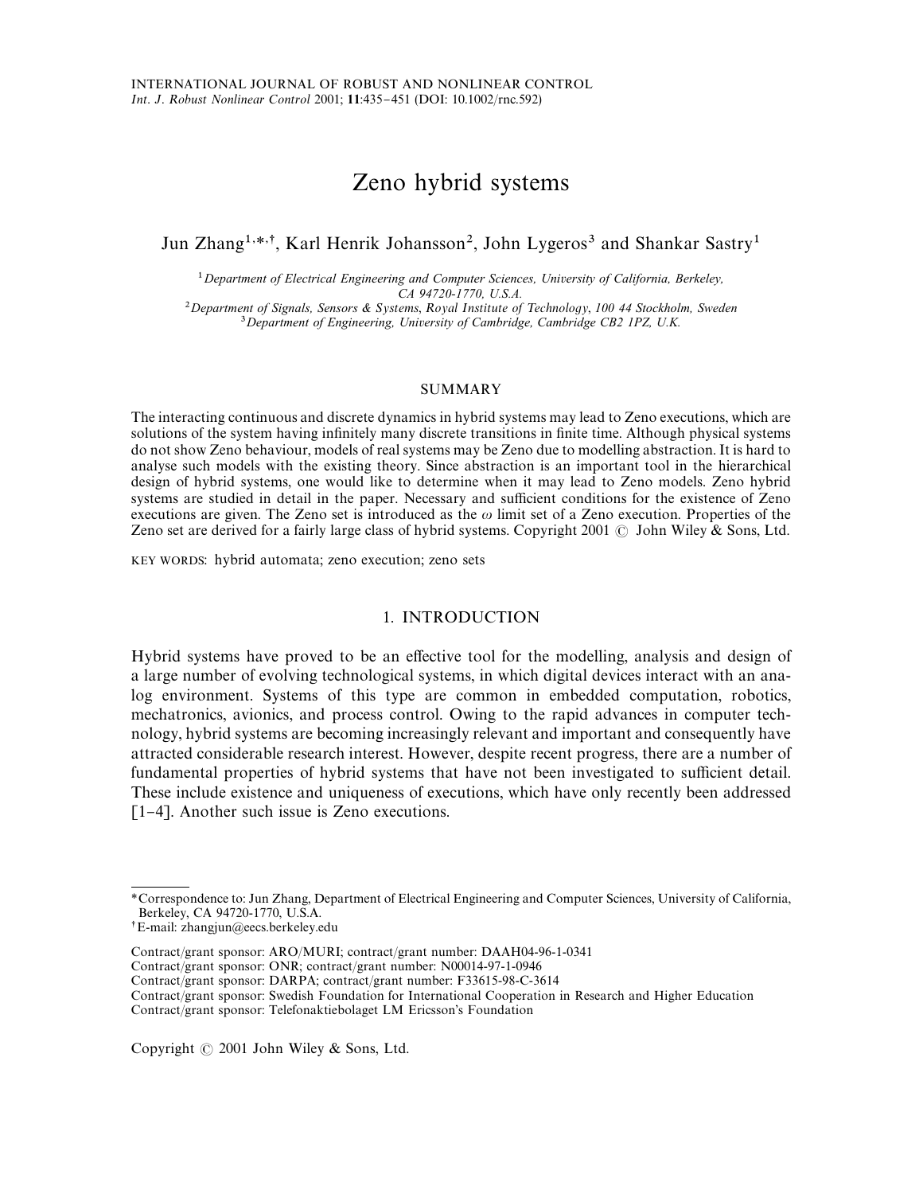# Zeno hybrid systems

Jun Zhang[1,*,†], Karl Henrik Johansson[2], John Lygeros[3] and Shankar Sastry[1]

[1] *Department of Electrical Engineering and Computer Sciences, University of California, Berkeley, CA 94720-1770, U.S.A.*
[2] *Department of Signals, Sensors & Systems, Royal Institute of Technology, 100 44 Stockholm, Sweden*
[3] *Department of Engineering, University of Cambridge, Cambridge CB2 1PZ, U.K.*

## SUMMARY

The interacting continuous and discrete dynamics in hybrid systems may lead to Zeno executions, which are solutions of the system having infinitely many discrete transitions in finite time. Although physical systems do not show Zeno behaviour, models of real systems may be Zeno due to modelling abstraction. It is hard to analyse such models with the existing theory. Since abstraction is an important tool in the hierarchical design of hybrid systems, one would like to determine when it may lead to Zeno models. Zeno hybrid systems are studied in detail in the paper. Necessary and sufficient conditions for the existence of Zeno executions are given. The Zeno set is introduced as the $\omega$ limit set of a Zeno execution. Properties of the Zeno set are derived for a fairly large class of hybrid systems. Copyright 2001 © John Wiley & Sons, Ltd.

KEY WORDS: hybrid automata; zeno execution; zeno sets

## 1. INTRODUCTION

Hybrid systems have proved to be an effective tool for the modelling, analysis and design of a large number of evolving technological systems, in which digital devices interact with an analog environment. Systems of this type are common in embedded computation, robotics, mechatronics, avionics, and process control. Owing to the rapid advances in computer technology, hybrid systems are becoming increasingly relevant and important and consequently have attracted considerable research interest. However, despite recent progress, there are a number of fundamental properties of hybrid systems that have not been investigated to sufficient detail. These include existence and uniqueness of executions, which have only recently been addressed [1–4]. Another such issue is Zeno executions.

---

*Correspondence to: Jun Zhang, Department of Electrical Engineering and Computer Sciences, University of California, Berkeley, CA 94720-1770, U.S.A.

†E-mail: zhangjun@eecs.berkeley.edu

Contract/grant sponsor: ARO/MURI; contract/grant number: DAAH04-96-1-0341
Contract/grant sponsor: ONR; contract/grant number: N00014-97-1-0946
Contract/grant sponsor: DARPA; contract/grant number: F33615-98-C-3614
Contract/grant sponsor: Swedish Foundation for International Cooperation in Research and Higher Education
Contract/grant sponsor: Telefonaktiebolaget LM Ericsson's Foundation

Copyright © 2001 John Wiley & Sons, Ltd.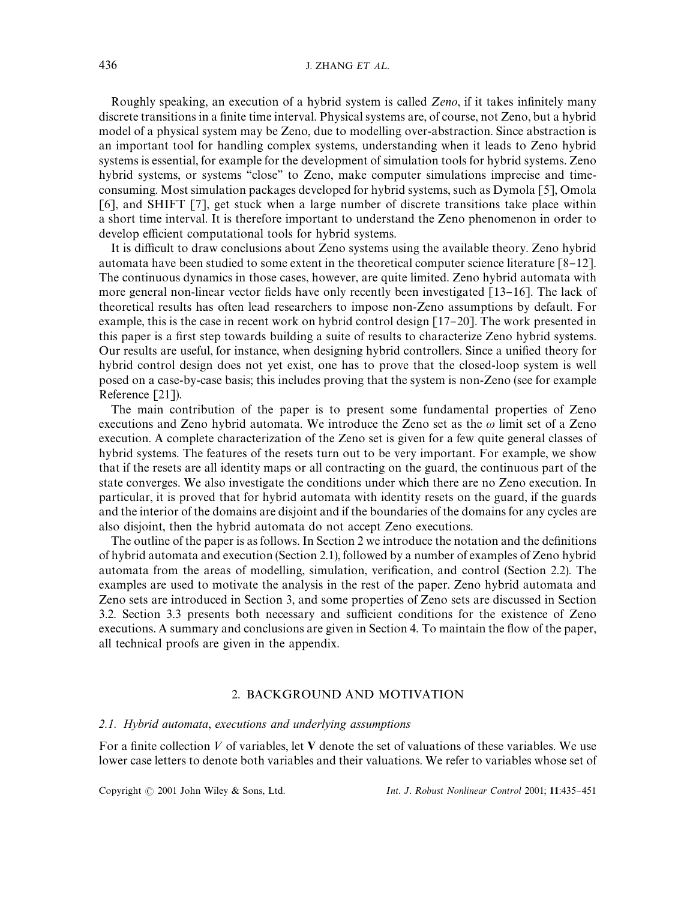Roughly speaking, an execution of a hybrid system is called *Zeno*, if it takes infinitely many discrete transitions in a finite time interval. Physical systems are, of course, not Zeno, but a hybrid model of a physical system may be Zeno, due to modelling over-abstraction. Since abstraction is an important tool for handling complex systems, understanding when it leads to Zeno hybrid systems is essential, for example for the development of simulation tools for hybrid systems. Zeno hybrid systems, or systems "close" to Zeno, make computer simulations imprecise and time-consuming. Most simulation packages developed for hybrid systems, such as Dymola [5], Omola [6], and SHIFT [7], get stuck when a large number of discrete transitions take place within a short time interval. It is therefore important to understand the Zeno phenomenon in order to develop efficient computational tools for hybrid systems.

It is difficult to draw conclusions about Zeno systems using the available theory. Zeno hybrid automata have been studied to some extent in the theoretical computer science literature [8–12]. The continuous dynamics in those cases, however, are quite limited. Zeno hybrid automata with more general non-linear vector fields have only recently been investigated [13–16]. The lack of theoretical results has often lead researchers to impose non-Zeno assumptions by default. For example, this is the case in recent work on hybrid control design [17–20]. The work presented in this paper is a first step towards building a suite of results to characterize Zeno hybrid systems. Our results are useful, for instance, when designing hybrid controllers. Since a unified theory for hybrid control design does not yet exist, one has to prove that the closed-loop system is well posed on a case-by-case basis; this includes proving that the system is non-Zeno (see for example Reference [21]).

The main contribution of the paper is to present some fundamental properties of Zeno executions and Zeno hybrid automata. We introduce the Zeno set as the $\omega$ limit set of a Zeno execution. A complete characterization of the Zeno set is given for a few quite general classes of hybrid systems. The features of the resets turn out to be very important. For example, we show that if the resets are all identity maps or all contracting on the guard, the continuous part of the state converges. We also investigate the conditions under which there are no Zeno execution. In particular, it is proved that for hybrid automata with identity resets on the guard, if the guards and the interior of the domains are disjoint and if the boundaries of the domains for any cycles are also disjoint, then the hybrid automata do not accept Zeno executions.

The outline of the paper is as follows. In Section 2 we introduce the notation and the definitions of hybrid automata and execution (Section 2.1), followed by a number of examples of Zeno hybrid automata from the areas of modelling, simulation, verification, and control (Section 2.2). The examples are used to motivate the analysis in the rest of the paper. Zeno hybrid automata and Zeno sets are introduced in Section 3, and some properties of Zeno sets are discussed in Section 3.2. Section 3.3 presents both necessary and sufficient conditions for the existence of Zeno executions. A summary and conclusions are given in Section 4. To maintain the flow of the paper, all technical proofs are given in the appendix.

## 2. BACKGROUND AND MOTIVATION

### 2.1. *Hybrid automata, executions and underlying assumptions*

For a finite collection $V$ of variables, let $\mathbf{V}$ denote the set of valuations of these variables. We use lower case letters to denote both variables and their valuations. We refer to variables whose set of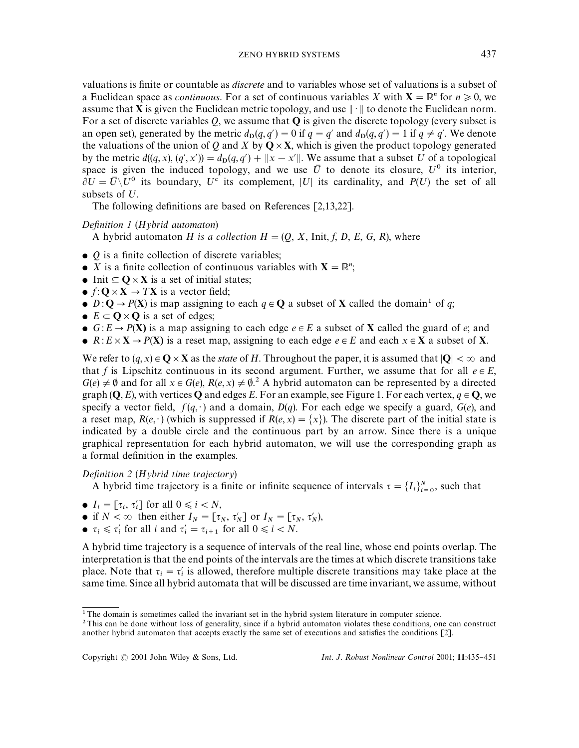valuations is finite or countable as *discrete* and to variables whose set of valuations is a subset of a Euclidean space as *continuous*. For a set of continuous variables $X$ with $\mathbf{X} = \mathbb{R}^n$ for $n \geqslant 0$, we assume that $\mathbf{X}$ is given the Euclidean metric topology, and use $\|\cdot\|$ to denote the Euclidean norm. For a set of discrete variables $Q$, we assume that $\mathbf{Q}$ is given the discrete topology (every subset is an open set), generated by the metric $d_D(q, q') = 0$ if $q = q'$ and $d_D(q, q') = 1$ if $q \neq q'$. We denote the valuations of the union of $Q$ and $X$ by $\mathbf{Q} \times \mathbf{X}$, which is given the product topology generated by the metric $d((q, x), (q', x')) = d_D(q, q') + \|x - x'\|$. We assume that a subset $U$ of a topological space is given the induced topology, and we use $\bar{U}$ to denote its closure, $U^0$ its interior, $\partial U = \bar{U} \setminus U^0$ its boundary, $U^c$ its complement, $|U|$ its cardinality, and $P(U)$ the set of all subsets of $U$.

The following definitions are based on References [2,13,22].

*Definition 1* (*Hybrid automaton*)

A hybrid automaton $H$ *is a collection* $H = (Q, X, \text{Init}, f, D, E, G, R)$, where

- $Q$ is a finite collection of discrete variables;
- $X$ is a finite collection of continuous variables with $\mathbf{X} = \mathbb{R}^n$;
- $\text{Init} \subseteq \mathbf{Q} \times \mathbf{X}$ is a set of initial states;
- $f: \mathbf{Q} \times \mathbf{X} \rightarrow T\mathbf{X}$ is a vector field;
- $D: \mathbf{Q} \rightarrow P(\mathbf{X})$ is map assigning to each $q \in \mathbf{Q}$ a subset of $\mathbf{X}$ called the domain[1] of $q$;
- $E \subset \mathbf{Q} \times \mathbf{Q}$ is a set of edges;
- $G: E \rightarrow P(\mathbf{X})$ is a map assigning to each edge $e \in E$ a subset of $\mathbf{X}$ called the guard of $e$; and
- $R: E \times \mathbf{X} \rightarrow P(\mathbf{X})$ is a reset map, assigning to each edge $e \in E$ and each $x \in \mathbf{X}$ a subset of $\mathbf{X}$.

We refer to $(q, x) \in \mathbf{Q} \times \mathbf{X}$ as the *state* of $H$. Throughout the paper, it is assumed that $|\mathbf{Q}| < \infty$ and that $f$ is Lipschitz continuous in its second argument. Further, we assume that for all $e \in E$, $G(e) \neq \emptyset$ and for all $x \in G(e)$, $R(e, x) \neq \emptyset$.[2] A hybrid automaton can be represented by a directed graph $(\mathbf{Q}, E)$, with vertices $\mathbf{Q}$ and edges $E$. For an example, see Figure 1. For each vertex, $q \in \mathbf{Q}$, we specify a vector field, $f(q, \cdot)$ and a domain, $D(q)$. For each edge we specify a guard, $G(e)$, and a reset map, $R(e, \cdot)$ (which is suppressed if $R(e, x) = \{x\}$). The discrete part of the initial state is indicated by a double circle and the continuous part by an arrow. Since there is a unique graphical representation for each hybrid automaton, we will use the corresponding graph as a formal definition in the examples.

*Definition 2* (*Hybrid time trajectory*)

A hybrid time trajectory is a finite or infinite sequence of intervals $\tau = \{I_i\}_{i=0}^{N}$, such that

- $I_i = [\tau_i, \tau_i']$ for all $0 \leqslant i < N$,
- if $N < \infty$ then either $I_N = [\tau_N, \tau_N']$ or $I_N = [\tau_N, \tau_N')$,
- $\tau_i \leqslant \tau_i'$ for all $i$ and $\tau_i' = \tau_{i+1}$ for all $0 \leqslant i < N$.

A hybrid time trajectory is a sequence of intervals of the real line, whose end points overlap. The interpretation is that the end points of the intervals are the times at which discrete transitions take place. Note that $\tau_i = \tau_i'$ is allowed, therefore multiple discrete transitions may take place at the same time. Since all hybrid automata that will be discussed are time invariant, we assume, without

---

[1] The domain is sometimes called the invariant set in the hybrid system literature in computer science.

[2] This can be done without loss of generality, since if a hybrid automaton violates these conditions, one can construct another hybrid automaton that accepts exactly the same set of executions and satisfies the conditions [2].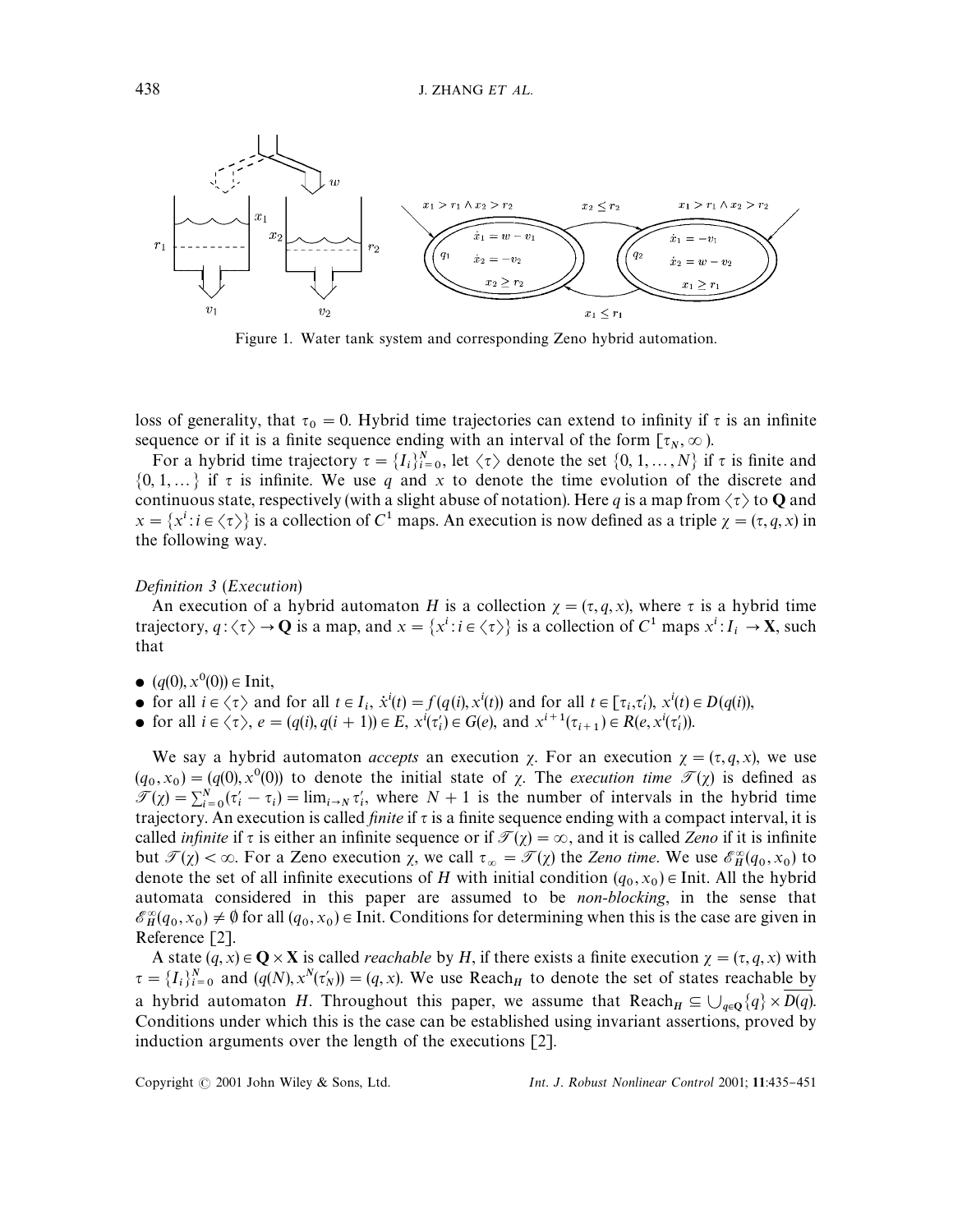Figure 1. Water tank system and corresponding Zeno hybrid automation.

loss of generality, that $\tau_0 = 0$. Hybrid time trajectories can extend to infinity if $\tau$ is an infinite sequence or if it is a finite sequence ending with an interval of the form $[\tau_N, \infty)$.

For a hybrid time trajectory $\tau = \{I_i\}_{i=0}^{N}$, let $\langle \tau \rangle$ denote the set $\{0, 1, \ldots, N\}$ if $\tau$ is finite and $\{0, 1, \ldots\}$ if $\tau$ is infinite. We use $q$ and $x$ to denote the time evolution of the discrete and continuous state, respectively (with a slight abuse of notation). Here $q$ is a map from $\langle \tau \rangle$ to $\mathbf{Q}$ and $x = \{x^i : i \in \langle \tau \rangle\}$ is a collection of $C^1$ maps. An execution is now defined as a triple $\chi = (\tau, q, x)$ in the following way.

*Definition 3* (*Execution*)

An execution of a hybrid automaton $H$ is a collection $\chi = (\tau, q, x)$, where $\tau$ is a hybrid time trajectory, $q: \langle \tau \rangle \to \mathbf{Q}$ is a map, and $x = \{x^i : i \in \langle \tau \rangle\}$ is a collection of $C^1$ maps $x^i : I_i \to \mathbf{X}$, such that

- $(q(0), x^0(0)) \in \text{Init}$,
- for all $i \in \langle \tau \rangle$ and for all $t \in I_i$, $\dot{x}^i(t) = f(q(i), x^i(t))$ and for all $t \in [\tau_i, \tau'_i)$, $x^i(t) \in D(q(i))$,
- for all $i \in \langle \tau \rangle$, $e = (q(i), q(i+1)) \in E$, $x^i(\tau'_i) \in G(e)$, and $x^{i+1}(\tau_{i+1}) \in R(e, x^i(\tau'_i))$.

We say a hybrid automaton *accepts* an execution $\chi$. For an execution $\chi = (\tau, q, x)$, we use $(q_0, x_0) = (q(0), x^0(0))$ to denote the initial state of $\chi$. The *execution time* $\mathcal{T}(\chi)$ is defined as $\mathcal{T}(\chi) = \sum_{i=0}^{N} (\tau'_i - \tau_i) = \lim_{i \to N} \tau'_i$, where $N + 1$ is the number of intervals in the hybrid time trajectory. An execution is called *finite* if $\tau$ is a finite sequence ending with a compact interval, it is called *infinite* if $\tau$ is either an infinite sequence or if $\mathcal{T}(\chi) = \infty$, and it is called *Zeno* if it is infinite but $\mathcal{T}(\chi) < \infty$. For a Zeno execution $\chi$, we call $\tau_\infty = \mathcal{T}(\chi)$ the *Zeno time*. We use $\mathcal{E}_H^\infty(q_0, x_0)$ to denote the set of all infinite executions of $H$ with initial condition $(q_0, x_0) \in \text{Init}$. All the hybrid automata considered in this paper are assumed to be *non-blocking*, in the sense that $\mathcal{E}_H^\infty(q_0, x_0) \neq \emptyset$ for all $(q_0, x_0) \in \text{Init}$. Conditions for determining when this is the case are given in Reference [2].

A state $(q, x) \in \mathbf{Q} \times \mathbf{X}$ is called *reachable* by $H$, if there exists a finite execution $\chi = (\tau, q, x)$ with $\tau = \{I_i\}_{i=0}^{N}$ and $(q(N), x^N(\tau'_N)) = (q, x)$. We use $\text{Reach}_H$ to denote the set of states reachable by a hybrid automaton $H$. Throughout this paper, we assume that $\text{Reach}_H \subseteq \bigcup_{q \in \mathbf{Q}} \{q\} \times \overline{D(q)}$. Conditions under which this is the case can be established using invariant assertions, proved by induction arguments over the length of the executions [2].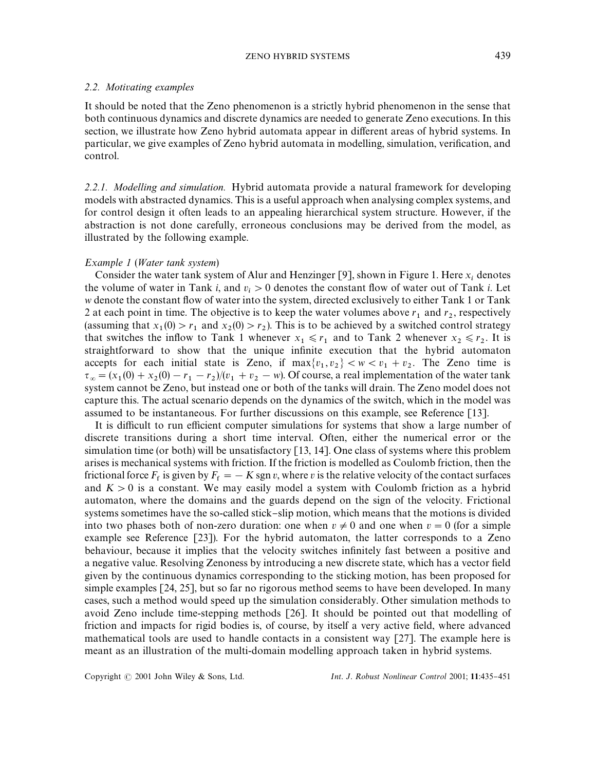### 2.2. *Motivating examples*

It should be noted that the Zeno phenomenon is a strictly hybrid phenomenon in the sense that both continuous dynamics and discrete dynamics are needed to generate Zeno executions. In this section, we illustrate how Zeno hybrid automata appear in different areas of hybrid systems. In particular, we give examples of Zeno hybrid automata in modelling, simulation, verification, and control.

*2.2.1. Modelling and simulation.* Hybrid automata provide a natural framework for developing models with abstracted dynamics. This is a useful approach when analysing complex systems, and for control design it often leads to an appealing hierarchical system structure. However, if the abstraction is not done carefully, erroneous conclusions may be derived from the model, as illustrated by the following example.

*Example 1* (*Water tank system*)

Consider the water tank system of Alur and Henzinger [9], shown in Figure 1. Here $x_i$ denotes the volume of water in Tank $i$, and $v_i > 0$ denotes the constant flow of water out of Tank $i$. Let $w$ denote the constant flow of water into the system, directed exclusively to either Tank 1 or Tank 2 at each point in time. The objective is to keep the water volumes above $r_1$ and $r_2$, respectively (assuming that $x_1(0) > r_1$ and $x_2(0) > r_2$). This is to be achieved by a switched control strategy that switches the inflow to Tank 1 whenever $x_1 \leqslant r_1$ and to Tank 2 whenever $x_2 \leqslant r_2$. It is straightforward to show that the unique infinite execution that the hybrid automaton accepts for each initial state is Zeno, if $\max\{v_1, v_2\} < w < v_1 + v_2$. The Zeno time is $\tau_\infty = (x_1(0) + x_2(0) - r_1 - r_2)/(v_1 + v_2 - w)$. Of course, a real implementation of the water tank system cannot be Zeno, but instead one or both of the tanks will drain. The Zeno model does not capture this. The actual scenario depends on the dynamics of the switch, which in the model was assumed to be instantaneous. For further discussions on this example, see Reference [13].

It is difficult to run efficient computer simulations for systems that show a large number of discrete transitions during a short time interval. Often, either the numerical error or the simulation time (or both) will be unsatisfactory [13, 14]. One class of systems where this problem arises is mechanical systems with friction. If the friction is modelled as Coulomb friction, then the frictional force $F_f$ is given by $F_f = -K \operatorname{sgn} v$, where $v$ is the relative velocity of the contact surfaces and $K > 0$ is a constant. We may easily model a system with Coulomb friction as a hybrid automaton, where the domains and the guards depend on the sign of the velocity. Frictional systems sometimes have the so-called stick–slip motion, which means that the motions is divided into two phases both of non-zero duration: one when $v \neq 0$ and one when $v = 0$ (for a simple example see Reference [23]). For the hybrid automaton, the latter corresponds to a Zeno behaviour, because it implies that the velocity switches infinitely fast between a positive and a negative value. Resolving Zenoness by introducing a new discrete state, which has a vector field given by the continuous dynamics corresponding to the sticking motion, has been proposed for simple examples [24, 25], but so far no rigorous method seems to have been developed. In many cases, such a method would speed up the simulation considerably. Other simulation methods to avoid Zeno include time-stepping methods [26]. It should be pointed out that modelling of friction and impacts for rigid bodies is, of course, by itself a very active field, where advanced mathematical tools are used to handle contacts in a consistent way [27]. The example here is meant as an illustration of the multi-domain modelling approach taken in hybrid systems.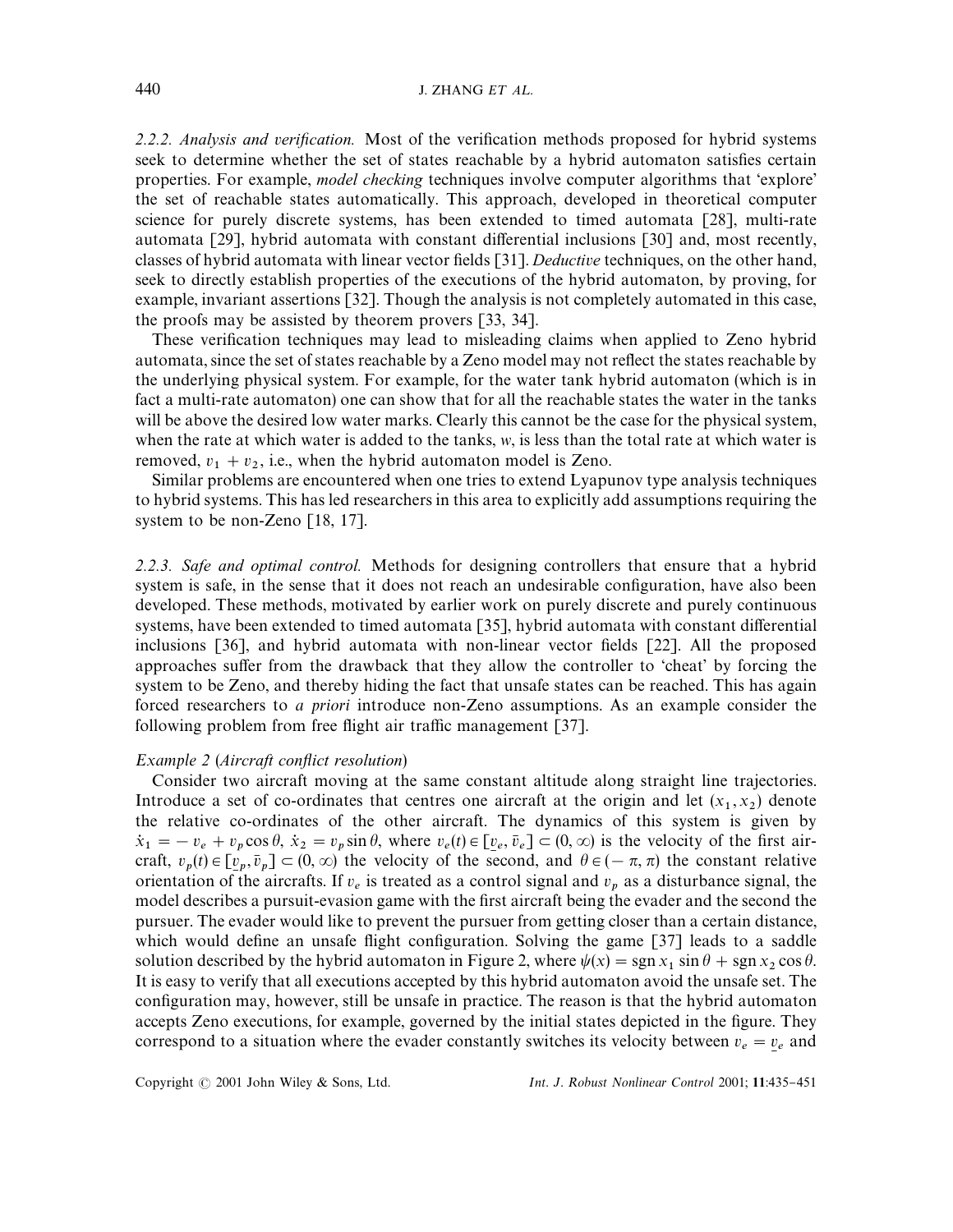*2.2.2. Analysis and verification.* Most of the verification methods proposed for hybrid systems seek to determine whether the set of states reachable by a hybrid automaton satisfies certain properties. For example, *model checking* techniques involve computer algorithms that 'explore' the set of reachable states automatically. This approach, developed in theoretical computer science for purely discrete systems, has been extended to timed automata [28], multi-rate automata [29], hybrid automata with constant differential inclusions [30] and, most recently, classes of hybrid automata with linear vector fields [31]. *Deductive* techniques, on the other hand, seek to directly establish properties of the executions of the hybrid automaton, by proving, for example, invariant assertions [32]. Though the analysis is not completely automated in this case, the proofs may be assisted by theorem provers [33, 34].

These verification techniques may lead to misleading claims when applied to Zeno hybrid automata, since the set of states reachable by a Zeno model may not reflect the states reachable by the underlying physical system. For example, for the water tank hybrid automaton (which is in fact a multi-rate automaton) one can show that for all the reachable states the water in the tanks will be above the desired low water marks. Clearly this cannot be the case for the physical system, when the rate at which water is added to the tanks, $w$, is less than the total rate at which water is removed, $v_1 + v_2$, i.e., when the hybrid automaton model is Zeno.

Similar problems are encountered when one tries to extend Lyapunov type analysis techniques to hybrid systems. This has led researchers in this area to explicitly add assumptions requiring the system to be non-Zeno [18, 17].

*2.2.3. Safe and optimal control.* Methods for designing controllers that ensure that a hybrid system is safe, in the sense that it does not reach an undesirable configuration, have also been developed. These methods, motivated by earlier work on purely discrete and purely continuous systems, have been extended to timed automata [35], hybrid automata with constant differential inclusions [36], and hybrid automata with non-linear vector fields [22]. All the proposed approaches suffer from the drawback that they allow the controller to 'cheat' by forcing the system to be Zeno, and thereby hiding the fact that unsafe states can be reached. This has again forced researchers to *a priori* introduce non-Zeno assumptions. As an example consider the following problem from free flight air traffic management [37].

*Example 2* (*Aircraft conflict resolution*)

Consider two aircraft moving at the same constant altitude along straight line trajectories. Introduce a set of co-ordinates that centres one aircraft at the origin and let $(x_1, x_2)$ denote the relative co-ordinates of the other aircraft. The dynamics of this system is given by $\dot{x}_1 = -v_e + v_p \cos\theta$, $\dot{x}_2 = v_p \sin\theta$, where $v_e(t) \in [\underline{v}_e, \bar{v}_e] \subset (0, \infty)$ is the velocity of the first aircraft, $v_p(t) \in [\underline{v}_p, \bar{v}_p] \subset (0, \infty)$ the velocity of the second, and $\theta \in (-\pi, \pi)$ the constant relative orientation of the aircrafts. If $v_e$ is treated as a control signal and $v_p$ as a disturbance signal, the model describes a pursuit-evasion game with the first aircraft being the evader and the second the pursuer. The evader would like to prevent the pursuer from getting closer than a certain distance, which would define an unsafe flight configuration. Solving the game [37] leads to a saddle solution described by the hybrid automaton in Figure 2, where $\psi(x) = \operatorname{sgn} x_1 \sin\theta + \operatorname{sgn} x_2 \cos\theta$. It is easy to verify that all executions accepted by this hybrid automaton avoid the unsafe set. The configuration may, however, still be unsafe in practice. The reason is that the hybrid automaton accepts Zeno executions, for example, governed by the initial states depicted in the figure. They correspond to a situation where the evader constantly switches its velocity between $v_e = \underline{v}_e$ and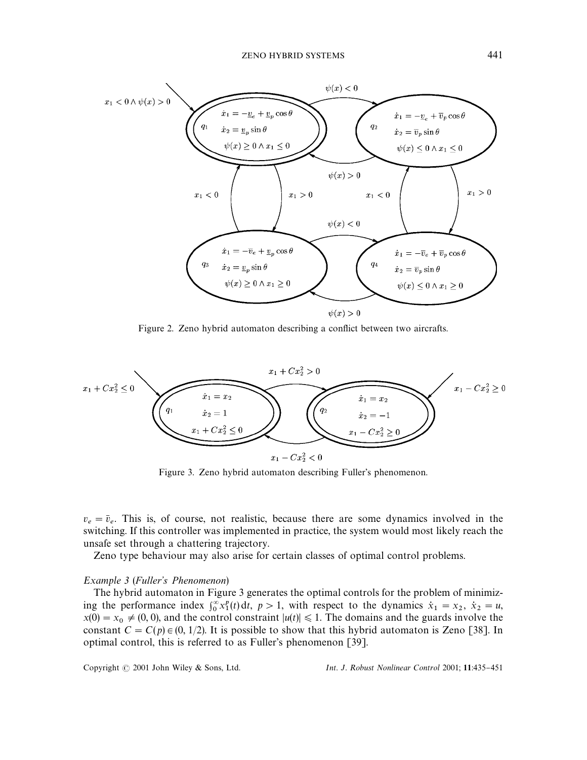Figure 2. Zeno hybrid automaton describing a conflict between two aircrafts.

Figure 3. Zeno hybrid automaton describing Fuller's phenomenon.

$v_e = \bar{v}_e$. This is, of course, not realistic, because there are some dynamics involved in the switching. If this controller was implemented in practice, the system would most likely reach the unsafe set through a chattering trajectory.

Zeno type behaviour may also arise for certain classes of optimal control problems.

*Example 3* (*Fuller's Phenomenon*)

The hybrid automaton in Figure 3 generates the optimal controls for the problem of minimizing the performance index $\int_0^\infty x_1^p(t)\,\mathrm{d}t$, $p > 1$, with respect to the dynamics $\dot{x}_1 = x_2$, $\dot{x}_2 = u$, $x(0) = x_0 \neq (0, 0)$, and the control constraint $|u(t)| \leqslant 1$. The domains and the guards involve the constant $C = C(p) \in (0, 1/2)$. It is possible to show that this hybrid automaton is Zeno [38]. In optimal control, this is referred to as Fuller's phenomenon [39].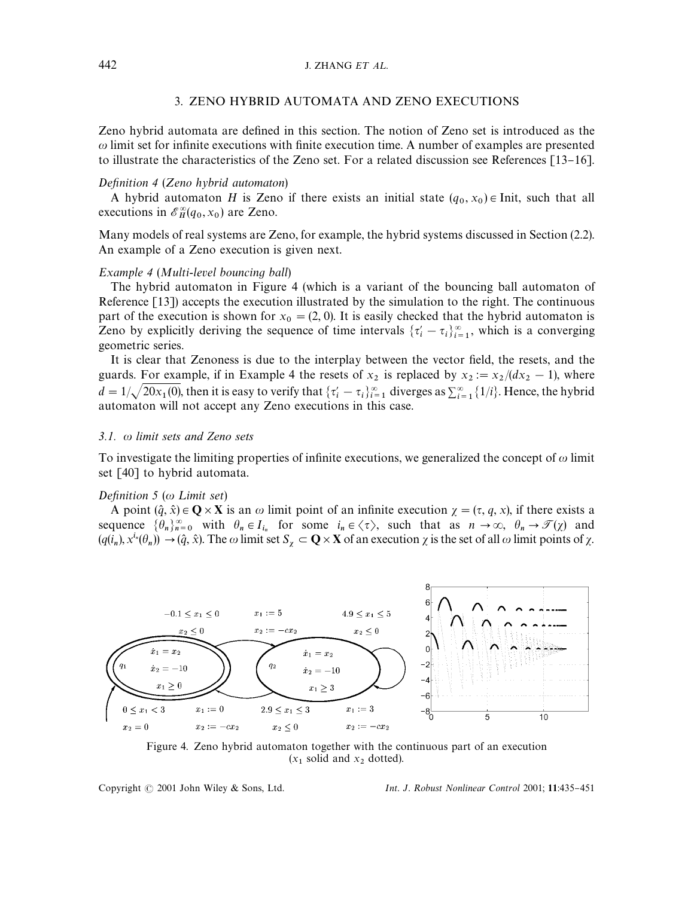## 3. ZENO HYBRID AUTOMATA AND ZENO EXECUTIONS

Zeno hybrid automata are defined in this section. The notion of Zeno set is introduced as the $\omega$ limit set for infinite executions with finite execution time. A number of examples are presented to illustrate the characteristics of the Zeno set. For a related discussion see References [13–16].

*Definition 4* (*Zeno hybrid automaton*)

A hybrid automaton $H$ is Zeno if there exists an initial state $(q_0, x_0) \in \text{Init}$, such that all executions in $\mathscr{E}_H^\infty(q_0, x_0)$ are Zeno.

Many models of real systems are Zeno, for example, the hybrid systems discussed in Section (2.2). An example of a Zeno execution is given next.

*Example 4* (*Multi-level bouncing ball*)

The hybrid automaton in Figure 4 (which is a variant of the bouncing ball automaton of Reference [13]) accepts the execution illustrated by the simulation to the right. The continuous part of the execution is shown for $x_0 = (2, 0)$. It is easily checked that the hybrid automaton is Zeno by explicitly deriving the sequence of time intervals $\{\tau_i' - \tau_i\}_{i=1}^\infty$, which is a converging geometric series.

It is clear that Zenoness is due to the interplay between the vector field, the resets, and the guards. For example, if in Example 4 the resets of $x_2$ is replaced by $x_2 := x_2/(dx_2 - 1)$, where $d = 1/\sqrt{20x_1(0)}$, then it is easy to verify that $\{\tau_i' - \tau_i\}_{i=1}^\infty$ diverges as $\sum_{i=1}^\infty \{1/i\}$. Hence, the hybrid automaton will not accept any Zeno executions in this case.

### 3.1. $\omega$ limit sets and Zeno sets

To investigate the limiting properties of infinite executions, we generalized the concept of $\omega$ limit set [40] to hybrid automata.

*Definition 5* ($\omega$ *Limit set*)

A point $(\hat{q}, \hat{x}) \in \mathbf{Q} \times \mathbf{X}$ is an $\omega$ limit point of an infinite execution $\chi = (\tau, q, x)$, if there exists a sequence $\{\theta_n\}_{n=0}^\infty$ with $\theta_n \in I_{i_n}$ for some $i_n \in \langle \tau \rangle$, such that as $n \to \infty$, $\theta_n \to \mathscr{T}(\chi)$ and $(q(i_n), x^{i_n}(\theta_n)) \to (\hat{q}, \hat{x})$. The $\omega$ limit set $S_\chi \subset \mathbf{Q} \times \mathbf{X}$ of an execution $\chi$ is the set of all $\omega$ limit points of $\chi$.

Figure 4. Zeno hybrid automaton together with the continuous part of an execution ($x_1$ solid and $x_2$ dotted).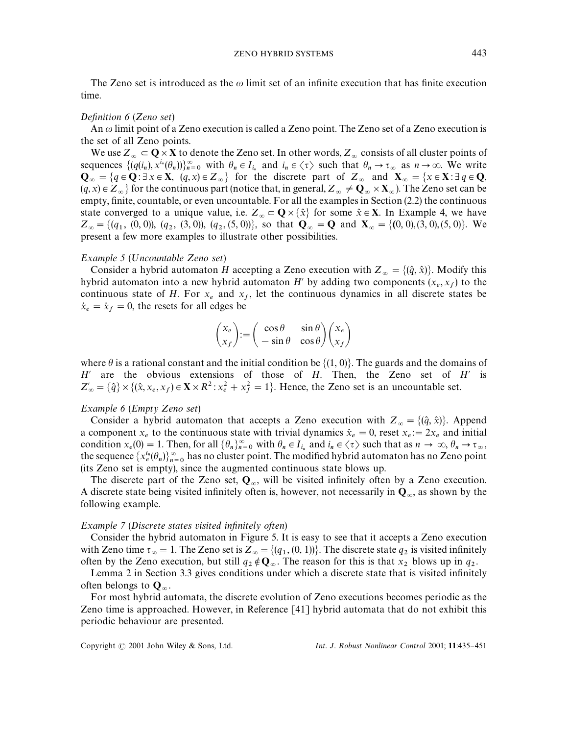The Zeno set is introduced as the $\omega$ limit set of an infinite execution that has finite execution time.

*Definition 6* (*Zeno set*)

An $\omega$ limit point of a Zeno execution is called a Zeno point. The Zeno set of a Zeno execution is the set of all Zeno points.

We use $Z_\infty \subset \mathbf{Q} \times \mathbf{X}$ to denote the Zeno set. In other words, $Z_\infty$ consists of all cluster points of sequences $\{(q(i_n), x^{i_n}(\theta_n))\}_{n=0}^{\infty}$ with $\theta_n \in I_{i_n}$ and $i_n \in \langle \tau \rangle$ such that $\theta_n \to \tau_\infty$ as $n \to \infty$. We write $\mathbf{Q}_\infty = \{q \in \mathbf{Q} : \exists\, x \in \mathbf{X},\ (q, x) \in Z_\infty\}$ for the discrete part of $Z_\infty$ and $\mathbf{X}_\infty = \{x \in \mathbf{X} : \exists\, q \in \mathbf{Q},\ (q, x) \in Z_\infty\}$ for the continuous part (notice that, in general, $Z_\infty \neq \mathbf{Q}_\infty \times \mathbf{X}_\infty$). The Zeno set can be empty, finite, countable, or even uncountable. For all the examples in Section (2.2) the continuous state converged to a unique value, i.e. $Z_\infty \subset \mathbf{Q} \times \{\hat{x}\}$ for some $\hat{x} \in \mathbf{X}$. In Example 4, we have $Z_\infty = \{(q_1, (0, 0)), (q_2, (3, 0)), (q_2, (5, 0))\}$, so that $\mathbf{Q}_\infty = \mathbf{Q}$ and $\mathbf{X}_\infty = \{(0, 0), (3, 0), (5, 0)\}$. We present a few more examples to illustrate other possibilities.

*Example 5* (*Uncountable Zeno set*)

Consider a hybrid automaton $H$ accepting a Zeno execution with $Z_\infty = \{(\hat{q}, \hat{x})\}$. Modify this hybrid automaton into a new hybrid automaton $H'$ by adding two components $(x_e, x_f)$ to the continuous state of $H$. For $x_e$ and $x_f$, let the continuous dynamics in all discrete states be $\dot{x}_e = \dot{x}_f = 0$, the resets for all edges be

$$\begin{pmatrix} x_e \\ x_f \end{pmatrix} := \begin{pmatrix} \cos\theta & \sin\theta \\ -\sin\theta & \cos\theta \end{pmatrix} \begin{pmatrix} x_e \\ x_f \end{pmatrix}$$

where $\theta$ is a rational constant and the initial condition be $\{(1, 0)\}$. The guards and the domains of $H'$ are the obvious extensions of those of $H$. Then, the Zeno set of $H'$ is $Z'_\infty = \{\hat{q}\} \times \{(\hat{x}, x_e, x_f) \in \mathbf{X} \times R^2 : x_e^2 + x_f^2 = 1\}$. Hence, the Zeno set is an uncountable set.

*Example 6* (*Empty Zeno set*)

Consider a hybrid automaton that accepts a Zeno execution with $Z_\infty = \{(\hat{q}, \hat{x})\}$. Append a component $x_e$ to the continuous state with trivial dynamics $\dot{x}_e = 0$, reset $x_e := 2x_e$ and initial condition $x_e(0) = 1$. Then, for all $\{\theta_n\}_{n=0}^{\infty}$ with $\theta_n \in I_{i_n}$ and $i_n \in \langle \tau \rangle$ such that as $n \to \infty$, $\theta_n \to \tau_\infty$, the sequence $\{x_e^{i_n}(\theta_n)\}_{n=0}^{\infty}$ has no cluster point. The modified hybrid automaton has no Zeno point (its Zeno set is empty), since the augmented continuous state blows up.

The discrete part of the Zeno set, $\mathbf{Q}_\infty$, will be visited infinitely often by a Zeno execution. A discrete state being visited infinitely often is, however, not necessarily in $\mathbf{Q}_\infty$, as shown by the following example.

*Example 7* (*Discrete states visited infinitely often*)

Consider the hybrid automaton in Figure 5. It is easy to see that it accepts a Zeno execution with Zeno time $\tau_\infty = 1$. The Zeno set is $Z_\infty = \{(q_1, (0, 1))\}$. The discrete state $q_2$ is visited infinitely often by the Zeno execution, but still $q_2 \notin \mathbf{Q}_\infty$. The reason for this is that $x_2$ blows up in $q_2$.

Lemma 2 in Section 3.3 gives conditions under which a discrete state that is visited infinitely often belongs to $\mathbf{Q}_\infty$.

For most hybrid automata, the discrete evolution of Zeno executions becomes periodic as the Zeno time is approached. However, in Reference [41] hybrid automata that do not exhibit this periodic behaviour are presented.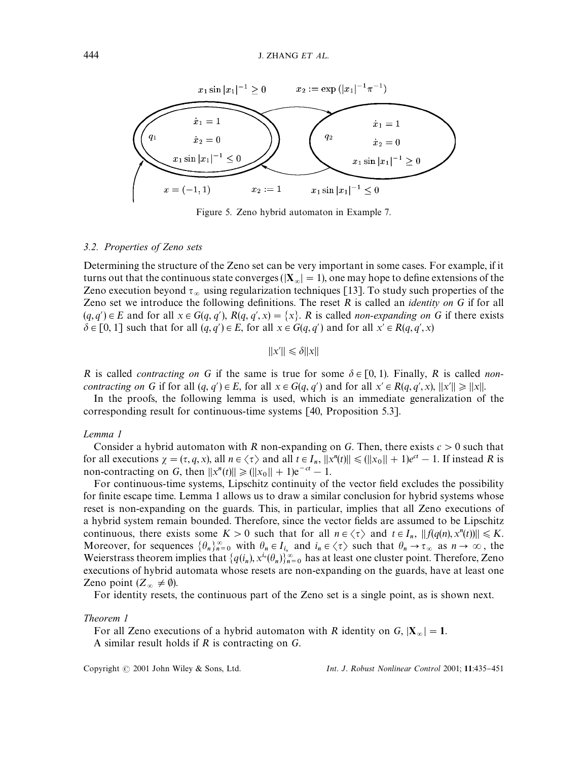Figure 5. Zeno hybrid automaton in Example 7.

### 3.2. Properties of Zeno sets

Determining the structure of the Zeno set can be very important in some cases. For example, if it turns out that the continuous state converges ($|\mathbf{X}_\infty| = 1$), one may hope to define extensions of the Zeno execution beyond $\tau_\infty$ using regularization techniques [13]. To study such properties of the Zeno set we introduce the following definitions. The reset $R$ is called an *identity on G* if for all $(q, q') \in E$ and for all $x \in G(q, q')$, $R(q, q', x) = \{x\}$. $R$ is called *non-expanding on G* if there exists $\delta \in [0, 1]$ such that for all $(q, q') \in E$, for all $x \in G(q, q')$ and for all $x' \in R(q, q', x)$

$$\|x'\| \leqslant \delta \|x\|$$

$R$ is called *contracting on G* if the same is true for some $\delta \in [0, 1)$. Finally, $R$ is called *non-contracting on G* if for all $(q, q') \in E$, for all $x \in G(q, q')$ and for all $x' \in R(q, q', x)$, $\|x'\| \geqslant \|x\|$.

In the proofs, the following lemma is used, which is an immediate generalization of the corresponding result for continuous-time systems [40, Proposition 5.3].

*Lemma 1*

Consider a hybrid automaton with $R$ non-expanding on $G$. Then, there exists $c > 0$ such that for all executions $\chi = (\tau, q, x)$, all $n \in \langle \tau \rangle$ and all $t \in I_n$, $\|x^n(t)\| \leqslant (\|x_0\| + 1)e^{ct} - 1$. If instead $R$ is non-contracting on $G$, then $\|x^n(t)\| \geqslant (\|x_0\| + 1)e^{-ct} - 1$.

For continuous-time systems, Lipschitz continuity of the vector field excludes the possibility for finite escape time. Lemma 1 allows us to draw a similar conclusion for hybrid systems whose reset is non-expanding on the guards. This, in particular, implies that all Zeno executions of a hybrid system remain bounded. Therefore, since the vector fields are assumed to be Lipschitz continuous, there exists some $K > 0$ such that for all $n \in \langle \tau \rangle$ and $t \in I_n$, $\|f(q(n), x^n(t))\| \leqslant K$. Moreover, for sequences $\{\theta_n\}_{n=0}^{\infty}$ with $\theta_n \in I_{i_n}$ and $i_n \in \langle \tau \rangle$ such that $\theta_n \to \tau_\infty$ as $n \to \infty$, the Weierstrass theorem implies that $\{q(i_n), x^{i_n}(\theta_n)\}_{n=0}^{\infty}$ has at least one cluster point. Therefore, Zeno executions of hybrid automata whose resets are non-expanding on the guards, have at least one Zeno point ($Z_\infty \neq \emptyset$).

For identity resets, the continuous part of the Zeno set is a single point, as is shown next.

*Theorem 1*

For all Zeno executions of a hybrid automaton with $R$ identity on $G$, $|\mathbf{X}_\infty| = \mathbf{1}$.

A similar result holds if $R$ is contracting on $G$.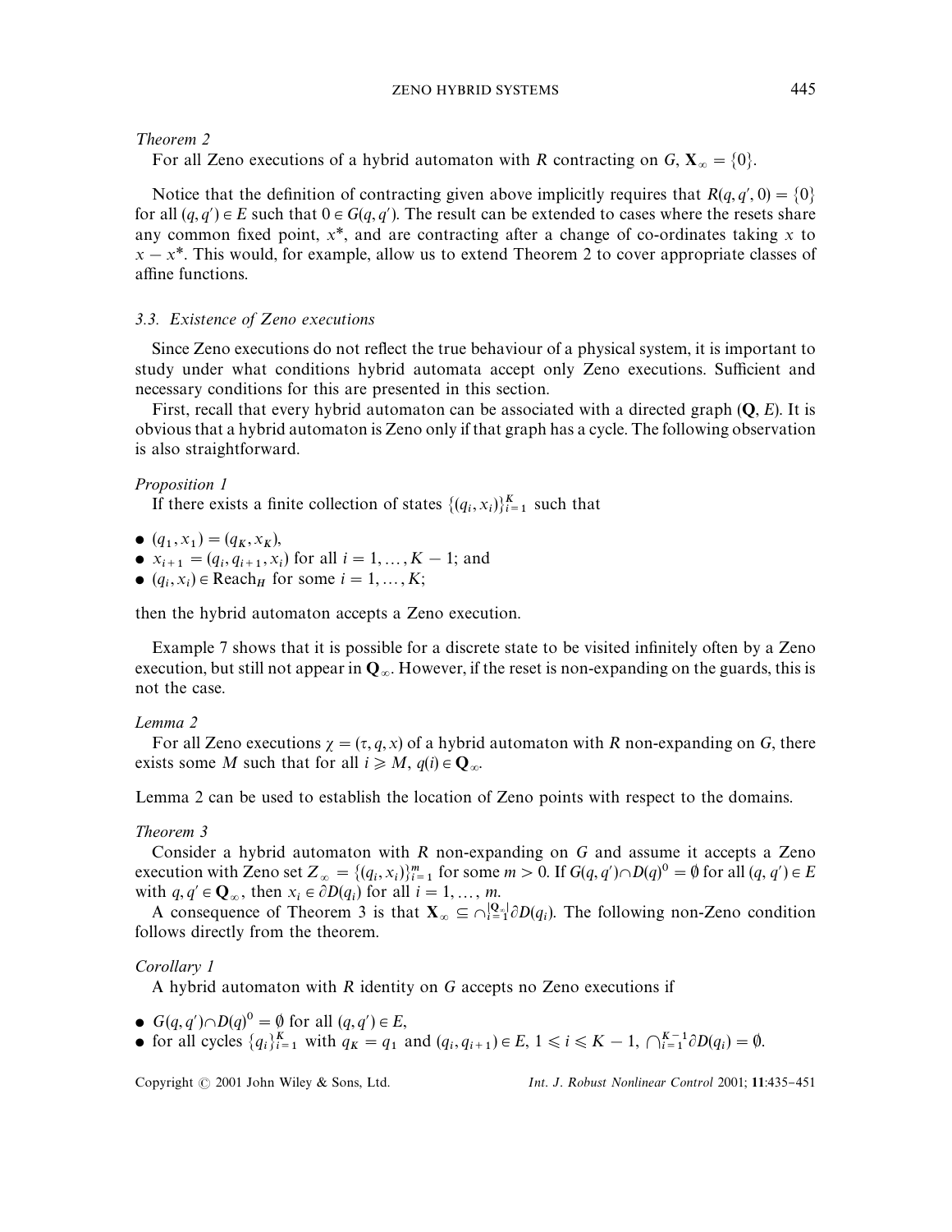*Theorem 2*

For all Zeno executions of a hybrid automaton with $R$ contracting on $G$, $\mathbf{X}_\infty = \{0\}$.

Notice that the definition of contracting given above implicitly requires that $R(q, q', 0) = \{0\}$ for all $(q, q') \in E$ such that $0 \in G(q, q')$. The result can be extended to cases where the resets share any common fixed point, $x^*$, and are contracting after a change of co-ordinates taking $x$ to $x - x^*$. This would, for example, allow us to extend Theorem 2 to cover appropriate classes of affine functions.

### 3.3. Existence of Zeno executions

Since Zeno executions do not reflect the true behaviour of a physical system, it is important to study under what conditions hybrid automata accept only Zeno executions. Sufficient and necessary conditions for this are presented in this section.

First, recall that every hybrid automaton can be associated with a directed graph $(\mathbf{Q}, E)$. It is obvious that a hybrid automaton is Zeno only if that graph has a cycle. The following observation is also straightforward.

*Proposition 1*

If there exists a finite collection of states $\{(q_i, x_i)\}_{i=1}^{K}$ such that

- $(q_1, x_1) = (q_K, x_K)$,
- $x_{i+1} = (q_i, q_{i+1}, x_i)$ for all $i = 1, \ldots, K-1$; and
- $(q_i, x_i) \in \text{Reach}_H$ for some $i = 1, \ldots, K$;

then the hybrid automaton accepts a Zeno execution.

Example 7 shows that it is possible for a discrete state to be visited infinitely often by a Zeno execution, but still not appear in $\mathbf{Q}_\infty$. However, if the reset is non-expanding on the guards, this is not the case.

*Lemma 2*

For all Zeno executions $\chi = (\tau, q, x)$ of a hybrid automaton with $R$ non-expanding on $G$, there exists some $M$ such that for all $i \geqslant M$, $q(i) \in \mathbf{Q}_\infty$.

Lemma 2 can be used to establish the location of Zeno points with respect to the domains.

*Theorem 3*

Consider a hybrid automaton with $R$ non-expanding on $G$ and assume it accepts a Zeno execution with Zeno set $Z_\infty = \{(q_i, x_i)\}_{i=1}^{m}$ for some $m > 0$. If $G(q, q') \cap D(q)^0 = \emptyset$ for all $(q, q') \in E$ with $q, q' \in \mathbf{Q}_\infty$, then $x_i \in \partial D(q_i)$ for all $i = 1, \ldots, m$.

A consequence of Theorem 3 is that $\mathbf{X}_\infty \subseteq \cap_{i=1}^{|\mathbf{Q}_\infty|} \partial D(q_i)$. The following non-Zeno condition follows directly from the theorem.

*Corollary 1*

A hybrid automaton with $R$ identity on $G$ accepts no Zeno executions if

- $G(q, q') \cap D(q)^0 = \emptyset$ for all $(q, q') \in E$,
- for all cycles $\{q_i\}_{i=1}^{K}$ with $q_K = q_1$ and $(q_i, q_{i+1}) \in E$, $1 \leqslant i \leqslant K-1$, $\bigcap_{i=1}^{K-1} \partial D(q_i) = \emptyset$.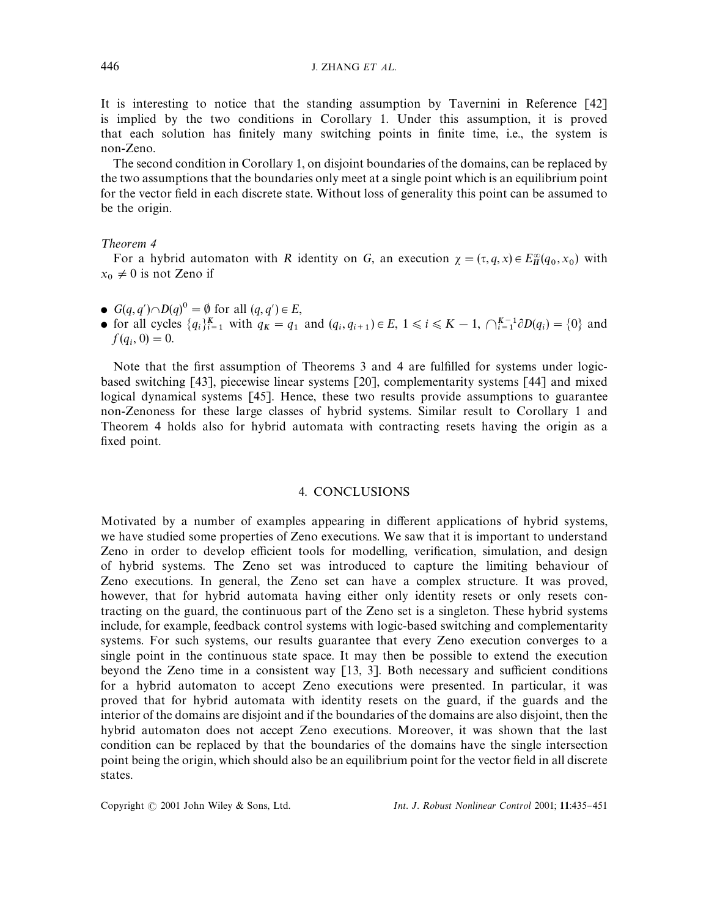It is interesting to notice that the standing assumption by Tavernini in Reference [42] is implied by the two conditions in Corollary 1. Under this assumption, it is proved that each solution has finitely many switching points in finite time, i.e., the system is non-Zeno.

The second condition in Corollary 1, on disjoint boundaries of the domains, can be replaced by the two assumptions that the boundaries only meet at a single point which is an equilibrium point for the vector field in each discrete state. Without loss of generality this point can be assumed to be the origin.

*Theorem 4*

For a hybrid automaton with $R$ identity on $G$, an execution $\chi = (\tau, q, x) \in E_H^{\infty}(q_0, x_0)$ with $x_0 \neq 0$ is not Zeno if

- $G(q, q') \cap D(q)^0 = \emptyset$ for all $(q, q') \in E$,
- for all cycles $\{q_i\}_{i=1}^{K}$ with $q_K = q_1$ and $(q_i, q_{i+1}) \in E$, $1 \leqslant i \leqslant K-1$, $\bigcap_{i=1}^{K-1} \partial D(q_i) = \{0\}$ and $f(q_i, 0) = 0$.

Note that the first assumption of Theorems 3 and 4 are fulfilled for systems under logic-based switching [43], piecewise linear systems [20], complementarity systems [44] and mixed logical dynamical systems [45]. Hence, these two results provide assumptions to guarantee non-Zenoness for these large classes of hybrid systems. Similar result to Corollary 1 and Theorem 4 holds also for hybrid automata with contracting resets having the origin as a fixed point.

## 4. CONCLUSIONS

Motivated by a number of examples appearing in different applications of hybrid systems, we have studied some properties of Zeno executions. We saw that it is important to understand Zeno in order to develop efficient tools for modelling, verification, simulation, and design of hybrid systems. The Zeno set was introduced to capture the limiting behaviour of Zeno executions. In general, the Zeno set can have a complex structure. It was proved, however, that for hybrid automata having either only identity resets or only resets contracting on the guard, the continuous part of the Zeno set is a singleton. These hybrid systems include, for example, feedback control systems with logic-based switching and complementarity systems. For such systems, our results guarantee that every Zeno execution converges to a single point in the continuous state space. It may then be possible to extend the execution beyond the Zeno time in a consistent way [13, 3]. Both necessary and sufficient conditions for a hybrid automaton to accept Zeno executions were presented. In particular, it was proved that for hybrid automata with identity resets on the guard, if the guards and the interior of the domains are disjoint and if the boundaries of the domains are also disjoint, then the hybrid automaton does not accept Zeno executions. Moreover, it was shown that the last condition can be replaced by that the boundaries of the domains have the single intersection point being the origin, which should also be an equilibrium point for the vector field in all discrete states.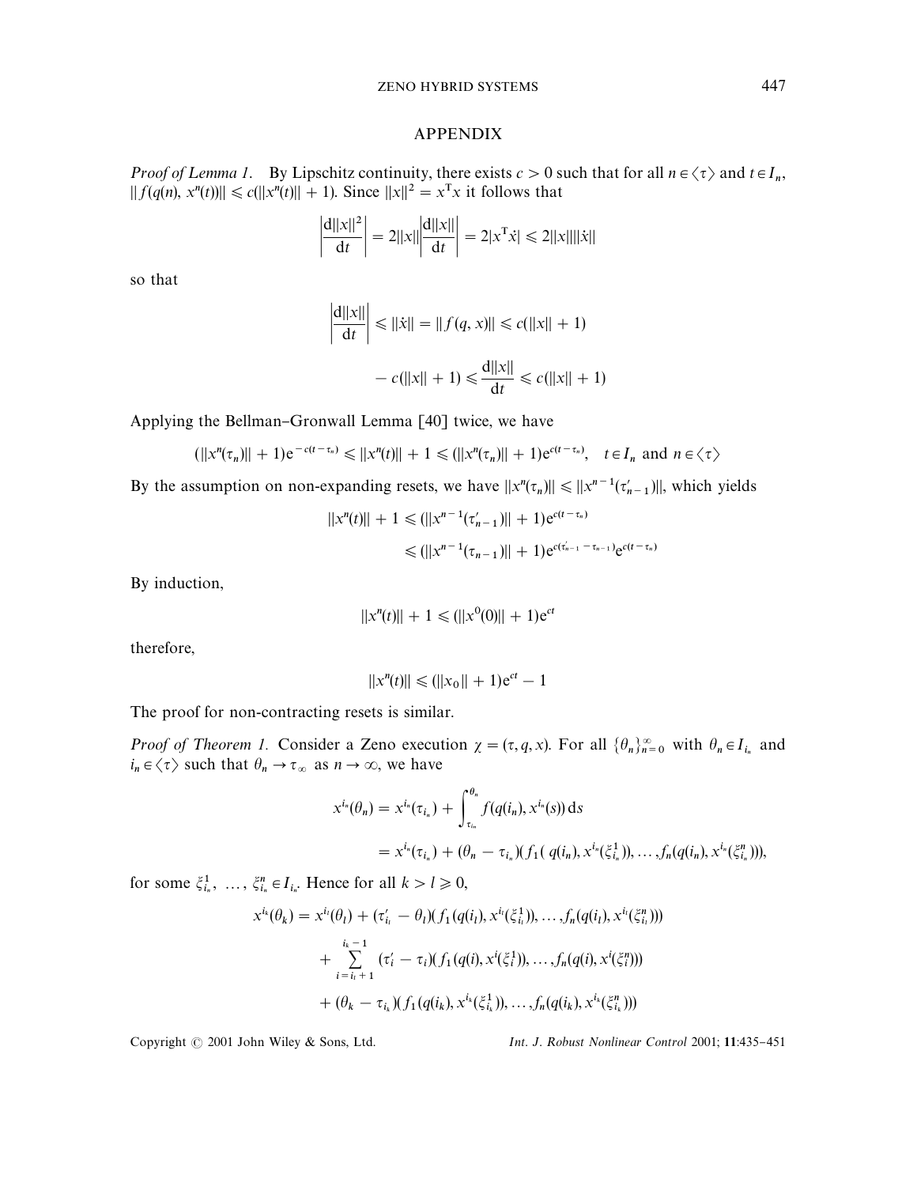## APPENDIX

*Proof of Lemma 1.* By Lipschitz continuity, there exists $c > 0$ such that for all $n \in \langle \tau \rangle$ and $t \in I_n$, $\| f(q(n), x^n(t))\| \leqslant c(\|x^n(t)\| + 1)$. Since $\|x\|^2 = x^{\mathrm{T}}x$ it follows that

$$\left|\frac{\mathrm{d}\|x\|^2}{\mathrm{d}t}\right| = 2\|x\|\left|\frac{\mathrm{d}\|x\|}{\mathrm{d}t}\right| = 2|x^{\mathrm{T}}\dot{x}| \leqslant 2\|x\|\|\dot{x}\|$$

so that

$$\left|\frac{\mathrm{d}\|x\|}{\mathrm{d}t}\right| \leqslant \|\dot{x}\| = \|f(q,x)\| \leqslant c(\|x\| + 1)$$

$$-c(\|x\| + 1) \leqslant \frac{\mathrm{d}\|x\|}{\mathrm{d}t} \leqslant c(\|x\| + 1)$$

Applying the Bellman–Gronwall Lemma [40] twice, we have

$$(\|x^n(\tau_n)\| + 1)\mathrm{e}^{-c(t-\tau_n)} \leqslant \|x^n(t)\| + 1 \leqslant (\|x^n(\tau_n)\| + 1)\mathrm{e}^{c(t-\tau_n)}, \quad t \in I_n \text{ and } n \in \langle \tau \rangle$$

By the assumption on non-expanding resets, we have $\|x^n(\tau_n)\| \leqslant \|x^{n-1}(\tau'_{n-1})\|$, which yields

$$\begin{aligned}\|x^n(t)\| + 1 &\leqslant (\|x^{n-1}(\tau'_{n-1})\| + 1)\mathrm{e}^{c(t-\tau_n)} \\ &\leqslant (\|x^{n-1}(\tau_{n-1})\| + 1)\mathrm{e}^{c(\tau'_{n-1}-\tau_{n-1})}\mathrm{e}^{c(t-\tau_n)}\end{aligned}$$

By induction,

$$\|x^n(t)\| + 1 \leqslant (\|x^0(0)\| + 1)\mathrm{e}^{ct}$$

therefore,

$$\|x^n(t)\| \leqslant (\|x_0\| + 1)\mathrm{e}^{ct} - 1$$

The proof for non-contracting resets is similar.

*Proof of Theorem 1.* Consider a Zeno execution $\chi = (\tau, q, x)$. For all $\{\theta_n\}_{n=0}^{\infty}$ with $\theta_n \in I_{i_n}$ and $i_n \in \langle \tau \rangle$ such that $\theta_n \to \tau_\infty$ as $n \to \infty$, we have

$$\begin{aligned}x^{i_n}(\theta_n) &= x^{i_n}(\tau_{i_n}) + \int_{\tau_{i_n}}^{\theta_n} f(q(i_n), x^{i_n}(s))\,\mathrm{d}s \\ &= x^{i_n}(\tau_{i_n}) + (\theta_n - \tau_{i_n})(f_1(q(i_n), x^{i_n}(\xi^1_{i_n})), \ldots, f_n(q(i_n), x^{i_n}(\xi^n_{i_n}))),\end{aligned}$$

for some $\xi^1_{i_n}, \ldots, \xi^n_{i_n} \in I_{i_n}$. Hence for all $k > l \geqslant 0$,

$$\begin{aligned}x^{i_k}(\theta_k) = x^{i_l}(\theta_l) &+ (\tau'_{i_l} - \theta_l)(f_1(q(i_l), x^{i_l}(\xi^1_{i_l})), \ldots, f_n(q(i_l), x^{i_l}(\xi^n_{i_l}))) \\ &+ \sum_{i=i_l+1}^{i_k-1} (\tau'_i - \tau_i)(f_1(q(i), x^i(\xi^1_i)), \ldots, f_n(q(i), x^i(\xi^n_i))) \\ &+ (\theta_k - \tau_{i_k})(f_1(q(i_k), x^{i_k}(\xi^1_{i_k})), \ldots, f_n(q(i_k), x^{i_k}(\xi^n_{i_k})))\end{aligned}$$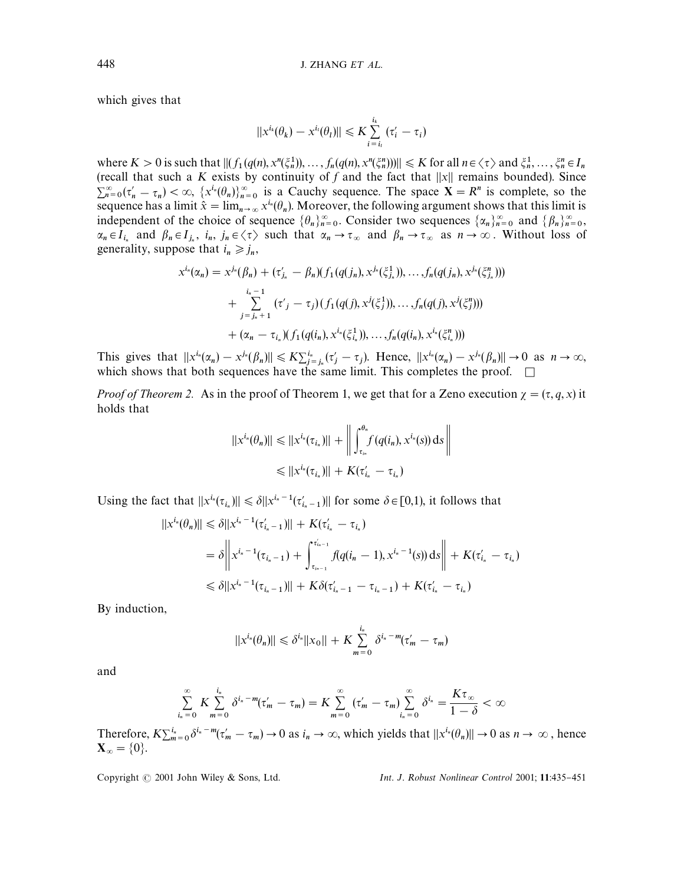which gives that

$$\|x^{i_k}(\theta_k) - x^{i_l}(\theta_l)\| \leqslant K \sum_{i=i_l}^{i_k} (\tau_i' - \tau_i)$$

where $K > 0$ is such that $\|(f_1(q(n), x^n(\xi_n^1)), \ldots, f_n(q(n), x^n(\xi_n^n)))\| \leqslant K$ for all $n \in \langle \tau \rangle$ and $\xi_n^1, \ldots, \xi_n^n \in I_n$ (recall that such a $K$ exists by continuity of $f$ and the fact that $\|x\|$ remains bounded). Since $\sum_{n=0}^{\infty}(\tau_n' - \tau_n) < \infty$, $\{x^{i_n}(\theta_n)\}_{n=0}^{\infty}$ is a Cauchy sequence. The space $\mathbf{X} = R^n$ is complete, so the sequence has a limit $\hat{x} = \lim_{n \to \infty} x^{i_n}(\theta_n)$. Moreover, the following argument shows that this limit is independent of the choice of sequence $\{\theta_n\}_{n=0}^{\infty}$. Consider two sequences $\{\alpha_n\}_{n=0}^{\infty}$ and $\{\beta_n\}_{n=0}^{\infty}$, $\alpha_n \in I_{i_n}$ and $\beta_n \in I_{j_n}$, $i_n$, $j_n \in \langle \tau \rangle$ such that $\alpha_n \to \tau_\infty$ and $\beta_n \to \tau_\infty$ as $n \to \infty$. Without loss of generality, suppose that $i_n \geqslant j_n$,

$$\begin{aligned}
x^{i_n}(\alpha_n) = x^{j_n}(\beta_n) &+ (\tau_{j_n}' - \beta_n)(f_1(q(j_n), x^{j_n}(\xi_{j_n}^1)), \ldots, f_n(q(j_n), x^{j_n}(\xi_{j_n}^n))) \\
&+ \sum_{j=j_n+1}^{i_n - 1} (\tau'_j - \tau_j)(f_1(q(j), x^j(\xi_j^1)), \ldots, f_n(q(j), x^j(\xi_j^n))) \\
&+ (\alpha_n - \tau_{i_n})(f_1(q(i_n), x^{i_n}(\xi_{i_n}^1)), \ldots, f_n(q(i_n), x^{i_n}(\xi_{i_n}^n)))
\end{aligned}$$

This gives that $\|x^{i_n}(\alpha_n) - x^{j_n}(\beta_n)\| \leqslant K \sum_{j=j_n}^{i_n} (\tau_j' - \tau_j)$. Hence, $\|x^{i_n}(\alpha_n) - x^{j_n}(\beta_n)\| \to 0$ as $n \to \infty$, which shows that both sequences have the same limit. This completes the proof. $\square$

*Proof of Theorem 2.* As in the proof of Theorem 1, we get that for a Zeno execution $\chi = (\tau, q, x)$ it holds that

$$\begin{aligned}
\|x^{i_n}(\theta_n)\| &\leqslant \|x^{i_n}(\tau_{i_n})\| + \left\| \int_{\tau_{i_n}}^{\theta_n} f(q(i_n), x^{i_n}(s)) \, \mathrm{d}s \right\| \\
&\leqslant \|x^{i_n}(\tau_{i_n})\| + K(\tau_{i_n}' - \tau_{i_n})
\end{aligned}$$

Using the fact that $\|x^{i_n}(\tau_{i_n})\| \leqslant \delta \|x^{i_n - 1}(\tau_{i_n - 1}')\|$ for some $\delta \in [0,1)$, it follows that

$$\begin{aligned}
\|x^{i_n}(\theta_n)\| &\leqslant \delta \|x^{i_n - 1}(\tau_{i_n - 1}')\| + K(\tau_{i_n}' - \tau_{i_n}) \\
&= \delta \left\| x^{i_n - 1}(\tau_{i_n - 1}) + \int_{\tau_{i_n - 1}}^{\tau_{i_n - 1}'} f(q(i_n - 1), x^{i_n - 1}(s)) \, \mathrm{d}s \right\| + K(\tau_{i_n}' - \tau_{i_n}) \\
&\leqslant \delta \|x^{i_n - 1}(\tau_{i_n - 1})\| + K\delta(\tau_{i_n - 1}' - \tau_{i_n - 1}) + K(\tau_{i_n}' - \tau_{i_n})
\end{aligned}$$

By induction,

$$\|x^{i_n}(\theta_n)\| \leqslant \delta^{i_n} \|x_0\| + K \sum_{m=0}^{i_n} \delta^{i_n - m}(\tau_m' - \tau_m)$$

and

$$\sum_{i_n = 0}^{\infty} K \sum_{m=0}^{i_n} \delta^{i_n - m}(\tau_m' - \tau_m) = K \sum_{m=0}^{\infty} (\tau_m' - \tau_m) \sum_{i_n = 0}^{\infty} \delta^{i_n} = \frac{K \tau_\infty}{1 - \delta} < \infty$$

Therefore, $K \sum_{m=0}^{i_n} \delta^{i_n - m}(\tau_m' - \tau_m) \to 0$ as $i_n \to \infty$, which yields that $\|x^{i_n}(\theta_n)\| \to 0$ as $n \to \infty$, hence $\mathbf{X}_\infty = \{0\}$.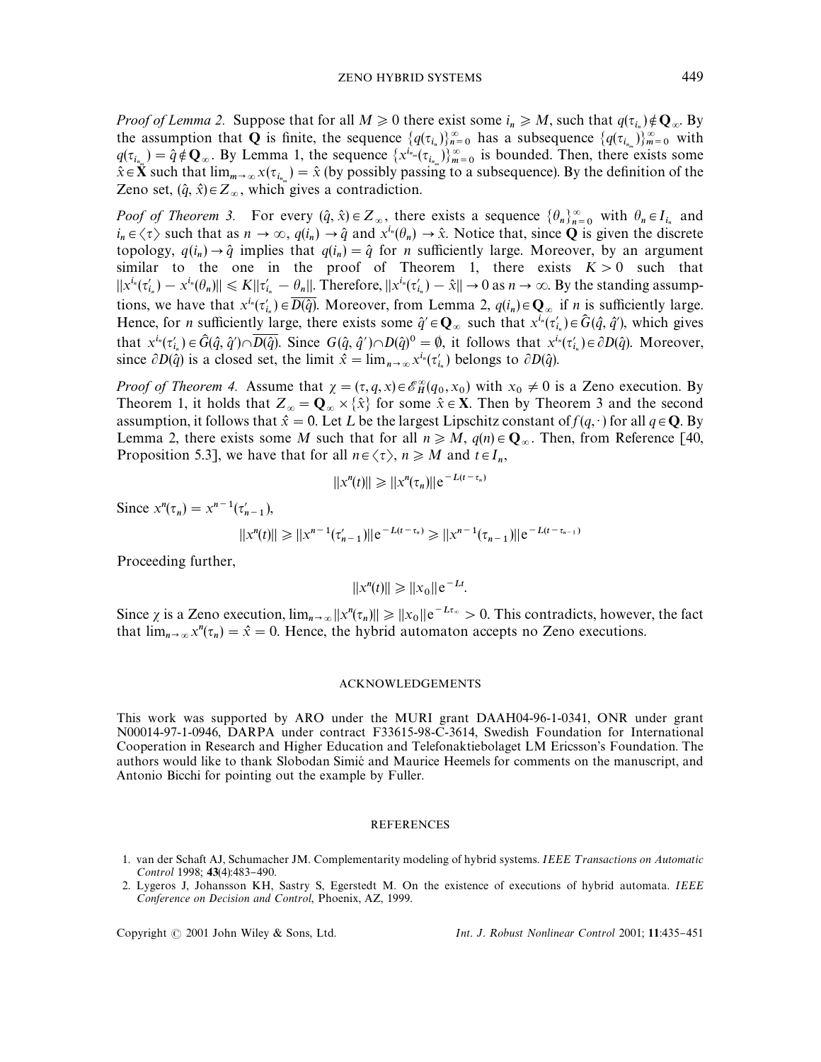*Proof of Lemma 2.* Suppose that for all $M \geq 0$ there exist some $i_n \geq M$, such that $q(\tau_{i_n}) \notin \mathbf{Q}_\infty$. By the assumption that $\mathbf{Q}$ is finite, the sequence $\{q(\tau_{i_n})\}_{n=0}^{\infty}$ has a subsequence $\{q(\tau_{i_{n_m}})\}_{m=0}^{\infty}$ with $q(\tau_{i_{n_m}}) = \hat{q} \notin \mathbf{Q}_\infty$. By Lemma 1, the sequence $\{x^{i_{n_m}}(\tau_{i_{n_m}})\}_{m=0}^{\infty}$ is bounded. Then, there exists some $\hat{x} \in \mathbf{X}$ such that $\lim_{m\to\infty} x(\tau_{i_{n_m}}) = \hat{x}$ (by possibly passing to a subsequence). By the definition of the Zeno set, $(\hat{q}, \hat{x}) \in Z_\infty$, which gives a contradiction.

*Poof of Theorem 3.* For every $(\hat{q}, \hat{x}) \in Z_\infty$, there exists a sequence $\{\theta_n\}_{n=0}^{\infty}$ with $\theta_n \in I_{i_n}$ and $i_n \in \langle \tau \rangle$ such that as $n \to \infty$, $q(i_n) \to \hat{q}$ and $x^{i_n}(\theta_n) \to \hat{x}$. Notice that, since $\mathbf{Q}$ is given the discrete topology, $q(i_n) \to \hat{q}$ implies that $q(i_n) = \hat{q}$ for $n$ sufficiently large. Moreover, by an argument similar to the one in the proof of Theorem 1, there exists $K > 0$ such that $\|x^{i_n}(\tau'_{i_n}) - x^{i_n}(\theta_n)\| \leq K\|\tau'_{i_n} - \theta_n\|$. Therefore, $\|x^{i_n}(\tau'_{i_n}) - \hat{x}\| \to 0$ as $n \to \infty$. By the standing assumptions, we have that $x^{i_n}(\tau'_{i_n}) \in \overline{D(\hat{q})}$. Moreover, from Lemma 2, $q(i_n) \in \mathbf{Q}_\infty$ if $n$ is sufficiently large. Hence, for $n$ sufficiently large, there exists some $\hat{q}' \in \mathbf{Q}_\infty$ such that $x^{i_n}(\tau'_{i_n}) \in \hat{G}(\hat{q}, \hat{q}')$, which gives that $x^{i_n}(\tau'_{i_n}) \in \hat{G}(\hat{q}, \hat{q}') \cap \overline{D(\hat{q})}$. Since $G(\hat{q}, \hat{q}') \cap D(\hat{q})^0 = \emptyset$, it follows that $x^{i_n}(\tau'_{i_n}) \in \partial D(\hat{q})$. Moreover, since $\partial D(\hat{q})$ is a closed set, the limit $\hat{x} = \lim_{n\to\infty} x^{i_n}(\tau'_{i_n})$ belongs to $\partial D(\hat{q})$.

*Proof of Theorem 4.* Assume that $\chi = (\tau, q, x) \in \mathscr{E}_H^\infty(q_0, x_0)$ with $x_0 \neq 0$ is a Zeno execution. By Theorem 1, it holds that $Z_\infty = \mathbf{Q}_\infty \times \{\hat{x}\}$ for some $\hat{x} \in \mathbf{X}$. Then by Theorem 3 and the second assumption, it follows that $\hat{x} = 0$. Let $L$ be the largest Lipschitz constant of $f(q, \cdot)$ for all $q \in \mathbf{Q}$. By Lemma 2, there exists some $M$ such that for all $n \geq M$, $q(n) \in \mathbf{Q}_\infty$. Then, from Reference [40, Proposition 5.3], we have that for all $n \in \langle \tau \rangle$, $n \geq M$ and $t \in I_n$,

$$\|x^n(t)\| \geq \|x^n(\tau_n)\| \mathrm{e}^{-L(t-\tau_n)}$$

Since $x^n(\tau_n) = x^{n-1}(\tau'_{n-1})$,

$$\|x^n(t)\| \geq \|x^{n-1}(\tau'_{n-1})\| \mathrm{e}^{-L(t-\tau_n)} \geq \|x^{n-1}(\tau_{n-1})\| \mathrm{e}^{-L(t-\tau_{n-1})}$$

Proceeding further,

$$\|x^n(t)\| \geq \|x_0\| \mathrm{e}^{-Lt}.$$

Since $\chi$ is a Zeno execution, $\lim_{n\to\infty} \|x^n(\tau_n)\| \geq \|x_0\| \mathrm{e}^{-L\tau_\infty} > 0$. This contradicts, however, the fact that $\lim_{n\to\infty} x^n(\tau_n) = \hat{x} = 0$. Hence, the hybrid automaton accepts no Zeno executions.

## ACKNOWLEDGEMENTS

This work was supported by ARO under the MURI grant DAAH04-96-1-0341, ONR under grant N00014-97-1-0946, DARPA under contract F33615-98-C-3614, Swedish Foundation for International Cooperation in Research and Higher Education and Telefonaktiebolaget LM Ericsson's Foundation. The authors would like to thank Slobodan Simić and Maurice Heemels for comments on the manuscript, and Antonio Bicchi for pointing out the example by Fuller.

## REFERENCES

1. van der Schaft AJ, Schumacher JM. Complementarity modeling of hybrid systems. *IEEE Transactions on Automatic Control* 1998; **43**(4):483–490.
2. Lygeros J, Johansson KH, Sastry S, Egerstedt M. On the existence of executions of hybrid automata. *IEEE Conference on Decision and Control*, Phoenix, AZ, 1999.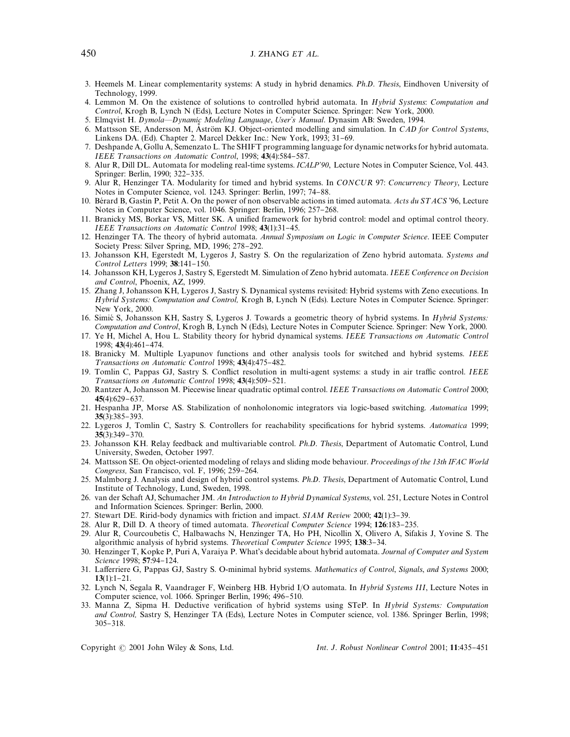3. Heemels M. Linear complementarity systems: A study in hybrid denamics. *Ph.D. Thesis*, Eindhoven University of Technology, 1999.
4. Lemmon M. On the existence of solutions to controlled hybrid automata. In *Hybrid Systems: Computation and Control*, Krogh B, Lynch N (Eds), Lecture Notes in Computer Science. Springer: New York, 2000.
5. Elmqvist H. *Dymola—Dynamic Modeling Language, User's Manual*. Dynasim AB: Sweden, 1994.
6. Mattsson SE, Andersson M, Åström KJ. Object-oriented modelling and simulation. In *CAD for Control Systems*, Linkens DA. (Ed). Chapter 2. Marcel Dekker Inc.: New York, 1993; 31–69.
7. Deshpande A, Gollu A, Semenzato L. The SHIFT programming language for dynamic networks for hybrid automata. *IEEE Transactions on Automatic Control*, 1998; **43**(4):584–587.
8. Alur R, Dill DL. Automata for modeling real-time systems. *ICALP'90*, Lecture Notes in Computer Science, Vol. 443. Springer: Berlin, 1990; 322–335.
9. Alur R, Henzinger TA. Modularity for timed and hybrid systems. In *CONCUR 97: Concurrency Theory*, Lecture Notes in Computer Science, vol. 1243. Springer: Berlin, 1997; 74–88.
10. Bérard B, Gastin P, Petit A. On the power of non observable actions in timed automata. *Acts du STACS'96*, Lecture Notes in Computer Science, vol. 1046. Springer: Berlin, 1996; 257–268.
11. Branicky MS, Borkar VS, Mitter SK. A unified framework for hybrid control: model and optimal control theory. *IEEE Transactions on Automatic Control* 1998; **43**(1):31–45.
12. Henzinger TA. The theory of hybrid automata. *Annual Symposium on Logic in Computer Science*. IEEE Computer Society Press: Silver Spring, MD, 1996; 278–292.
13. Johansson KH, Egerstedt M, Lygeros J, Sastry S. On the regularization of Zeno hybrid automata. *Systems and Control Letters* 1999; **38**:141–150.
14. Johansson KH, Lygeros J, Sastry S, Egerstedt M. Simulation of Zeno hybrid automata. *IEEE Conference on Decision and Control*, Phoenix, AZ, 1999.
15. Zhang J, Johansson KH, Lygeros J, Sastry S. Dynamical systems revisited: Hybrid systems with Zeno executions. In *Hybrid Systems: Computation and Control,* Krogh B, Lynch N (Eds). Lecture Notes in Computer Science. Springer: New York, 2000.
16. Simić S, Johansson KH, Sastry S, Lygeros J. Towards a geometric theory of hybrid systems. In *Hybrid Systems: Computation and Control*, Krogh B, Lynch N (Eds), Lecture Notes in Computer Science. Springer: New York, 2000.
17. Ye H, Michel A, Hou L. Stability theory for hybrid dynamical systems. *IEEE Transactions on Automatic Control* 1998; **43**(4):461–474.
18. Branicky M. Multiple Lyapunov functions and other analysis tools for switched and hybrid systems. *IEEE Transactions on Automatic Control* 1998; **43**(4):475–482.
19. Tomlin C, Pappas GJ, Sastry S. Conflict resolution in multi-agent systems: a study in air traffic control. *IEEE Transactions on Automatic Control* 1998; **43**(4):509–521.
20. Rantzer A, Johansson M. Piecewise linear quadratic optimal control. *IEEE Transactions on Automatic Control* 2000; **45**(4):629–637.
21. Hespanha JP, Morse AS. Stabilization of nonholonomic integrators via logic-based switching. *Automatica* 1999; **35**(3):385–393.
22. Lygeros J, Tomlin C, Sastry S. Controllers for reachability specifications for hybrid systems. *Automatica* 1999; **35**(3):349–370.
23. Johansson KH. Relay feedback and multivariable control. *Ph.D. Thesis*, Department of Automatic Control, Lund University, Sweden, October 1997.
24. Mattsson SE. On object-oriented modeling of relays and sliding mode behaviour. *Proceedings of the 13th IFAC World Congress,* San Francisco, vol. F, 1996; 259–264.
25. Malmborg J. Analysis and design of hybrid control systems. *Ph.D. Thesis*, Department of Automatic Control, Lund Institute of Technology, Lund, Sweden, 1998.
26. van der Schaft AJ, Schumacher JM. *An Introduction to Hybrid Dynamical Systems*, vol. 251, Lecture Notes in Control and Information Sciences. Springer: Berlin, 2000.
27. Stewart DE. Ririd-body dynamics with friction and impact. *SIAM Review* 2000; **42**(1):3–39.
28. Alur R, Dill D. A theory of timed automata. *Theoretical Computer Science* 1994; **126**:183–235.
29. Alur R, Courcoubetis C, Halbawachs N, Henzinger TA, Ho PH, Nicollin X, Olivero A, Sifakis J, Yovine S. The algorithmic analysis of hybrid systems. *Theoretical Computer Science* 1995; **138**:3–34.
30. Henzinger T, Kopke P, Puri A, Varaiya P. What's decidable about hybrid automata. *Journal of Computer and System Science* 1998; **57**:94–124.
31. Lafferriere G, Pappas GJ, Sastry S. O-minimal hybrid systems. *Mathematics of Control, Signals, and Systems* 2000; **13**(1):1–21.
32. Lynch N, Segala R, Vaandrager F, Weinberg HB. Hybrid I/O automata. In *Hybrid Systems III*, Lecture Notes in Computer science, vol. 1066. Springer Berlin, 1996; 496–510.
33. Manna Z, Sipma H. Deductive verification of hybrid systems using STeP. In *Hybrid Systems: Computation and Control,* Sastry S, Henzinger TA (Eds), Lecture Notes in Computer science, vol. 1386. Springer Berlin, 1998; 305–318.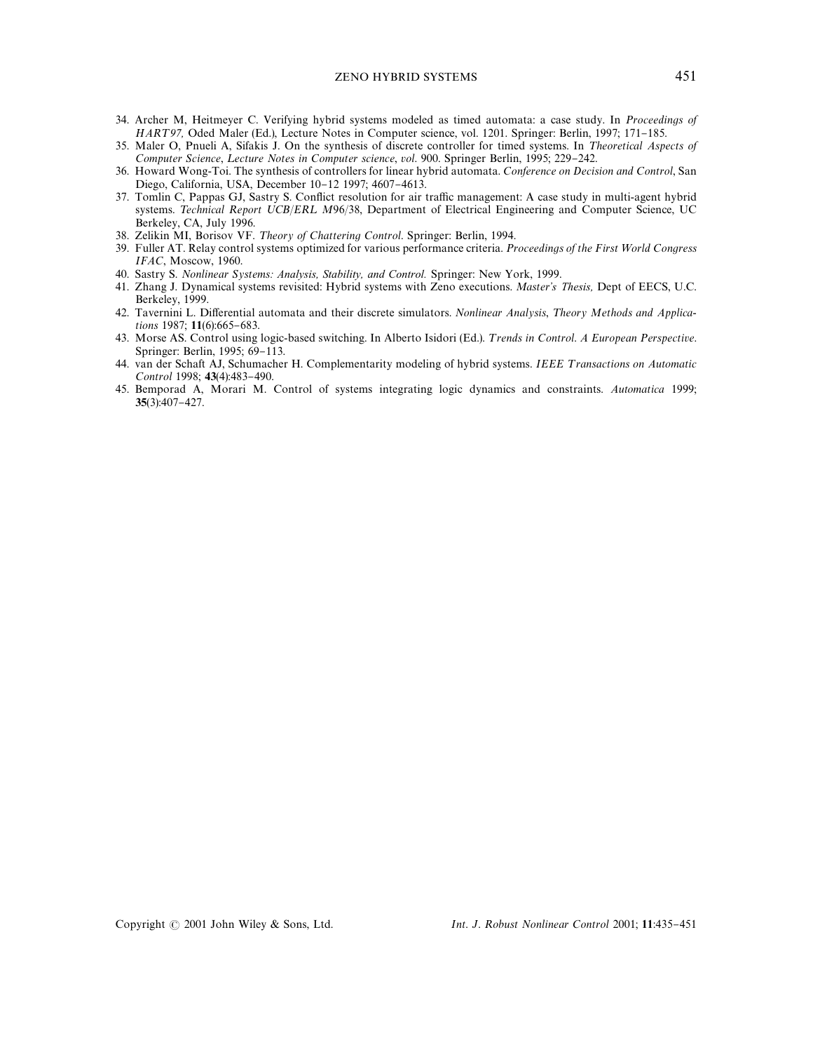34. Archer M, Heitmeyer C. Verifying hybrid systems modeled as timed automata: a case study. In *Proceedings of HART97,* Oded Maler (Ed.), Lecture Notes in Computer science, vol. 1201. Springer: Berlin, 1997; 171–185.
35. Maler O, Pnueli A, Sifakis J. On the synthesis of discrete controller for timed systems. In *Theoretical Aspects of Computer Science*, *Lecture Notes in Computer science*, *vol*. 900. Springer Berlin, 1995; 229–242.
36. Howard Wong-Toi. The synthesis of controllers for linear hybrid automata. *Conference on Decision and Control*, San Diego, California, USA, December 10–12 1997; 4607–4613.
37. Tomlin C, Pappas GJ, Sastry S. Conflict resolution for air traffic management: A case study in multi-agent hybrid systems. *Technical Report UCB/ERL M*96/38, Department of Electrical Engineering and Computer Science, UC Berkeley, CA, July 1996.
38. Zelikin MI, Borisov VF. *Theory of Chattering Control*. Springer: Berlin, 1994.
39. Fuller AT. Relay control systems optimized for various performance criteria. *Proceedings of the First World Congress IFAC*, Moscow, 1960.
40. Sastry S. *Nonlinear Systems: Analysis, Stability, and Control.* Springer: New York, 1999.
41. Zhang J. Dynamical systems revisited: Hybrid systems with Zeno executions. *Master's Thesis,* Dept of EECS, U.C. Berkeley, 1999.
42. Tavernini L. Differential automata and their discrete simulators. *Nonlinear Analysis*, *Theory Methods and Applications* 1987; **11**(6):665–683.
43. Morse AS. Control using logic-based switching. In Alberto Isidori (Ed.). *Trends in Control*. *A European Perspective*. Springer: Berlin, 1995; 69–113.
44. van der Schaft AJ, Schumacher H. Complementarity modeling of hybrid systems. *IEEE Transactions on Automatic Control* 1998; **43**(4):483–490.
45. Bemporad A, Morari M. Control of systems integrating logic dynamics and constraints. *Automatica* 1999; **35**(3):407–427.